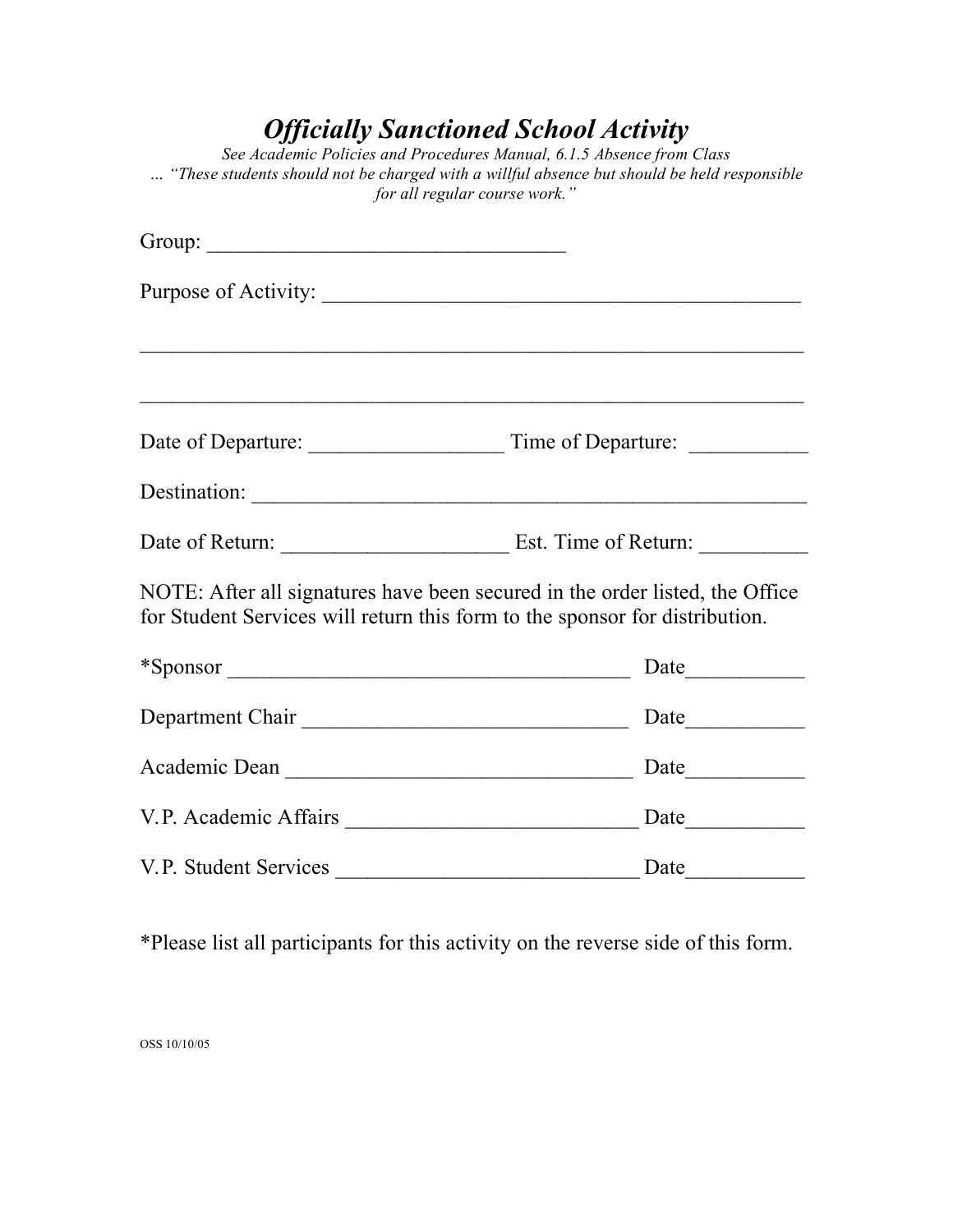# *Officially Sanctioned School Activity*

*See Academic Policies and Procedures Manual, 6.1.5 Absence from Class*
*… "These students should not be charged with a willful absence but should be held responsible for all regular course work."*

Group: ________________________________

Purpose of Activity: ___________________________________________

___________________________________________________________

___________________________________________________________

Date of Departure: _________________ Time of Departure: __________

Destination: ______________________________________________

Date of Return: ____________________ Est. Time of Return: _________

NOTE: After all signatures have been secured in the order listed, the Office for Student Services will return this form to the sponsor for distribution.

*Sponsor ____________________________________ Date__________

Department Chair _____________________________ Date__________

Academic Dean _______________________________ Date__________

V.P. Academic Affairs __________________________ Date__________

V.P. Student Services __________________________ Date__________

*Please list all participants for this activity on the reverse side of this form.

OSS 10/10/05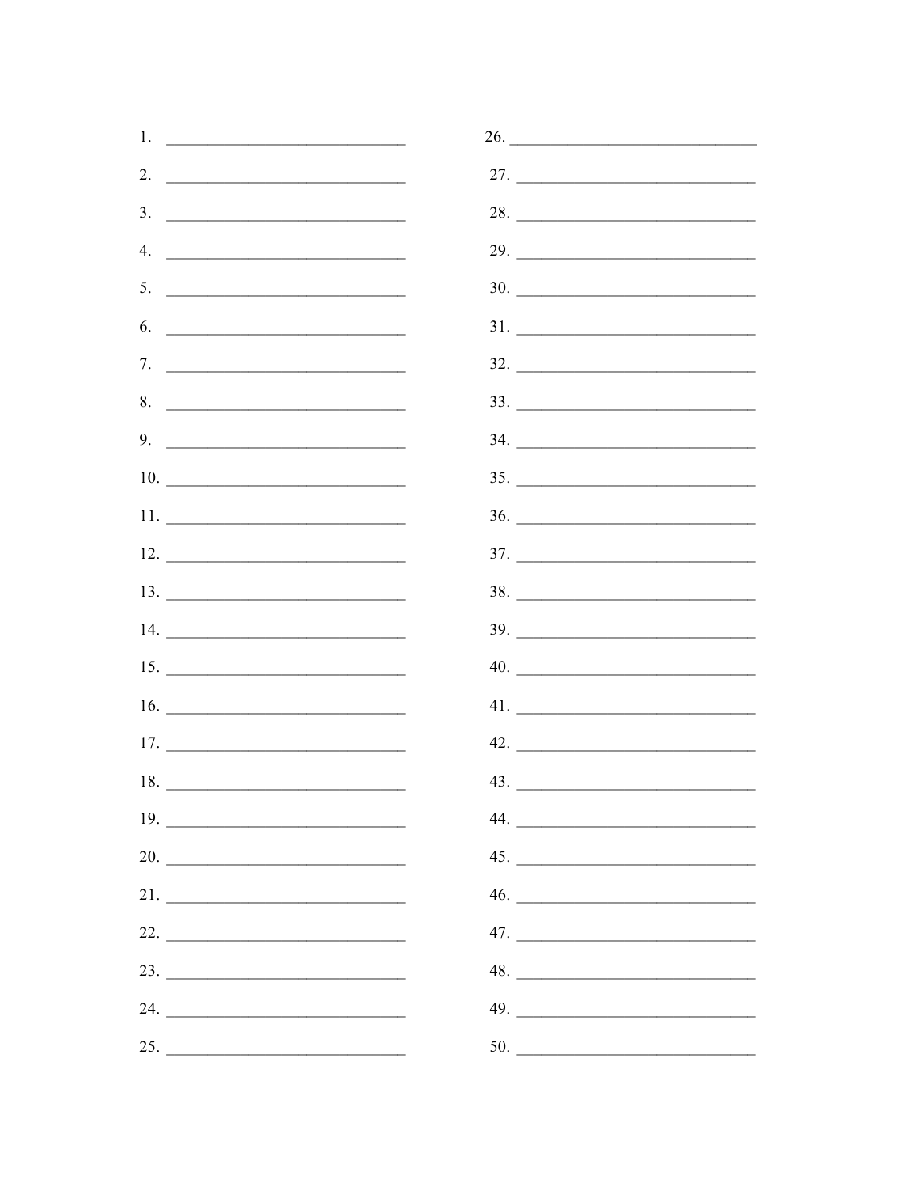1. ______________________________
2. ______________________________
3. ______________________________
4. ______________________________
5. ______________________________
6. ______________________________
7. ______________________________
8. ______________________________
9. ______________________________
10. ______________________________
11. ______________________________
12. ______________________________
13. ______________________________
14. ______________________________
15. ______________________________
16. ______________________________
17. ______________________________
18. ______________________________
19. ______________________________
20. ______________________________
21. ______________________________
22. ______________________________
23. ______________________________
24. ______________________________
25. ______________________________
26. ______________________________
27. ______________________________
28. ______________________________
29. ______________________________
30. ______________________________
31. ______________________________
32. ______________________________
33. ______________________________
34. ______________________________
35. ______________________________
36. ______________________________
37. ______________________________
38. ______________________________
39. ______________________________
40. ______________________________
41. ______________________________
42. ______________________________
43. ______________________________
44. ______________________________
45. ______________________________
46. ______________________________
47. ______________________________
48. ______________________________
49. ______________________________
50. ______________________________